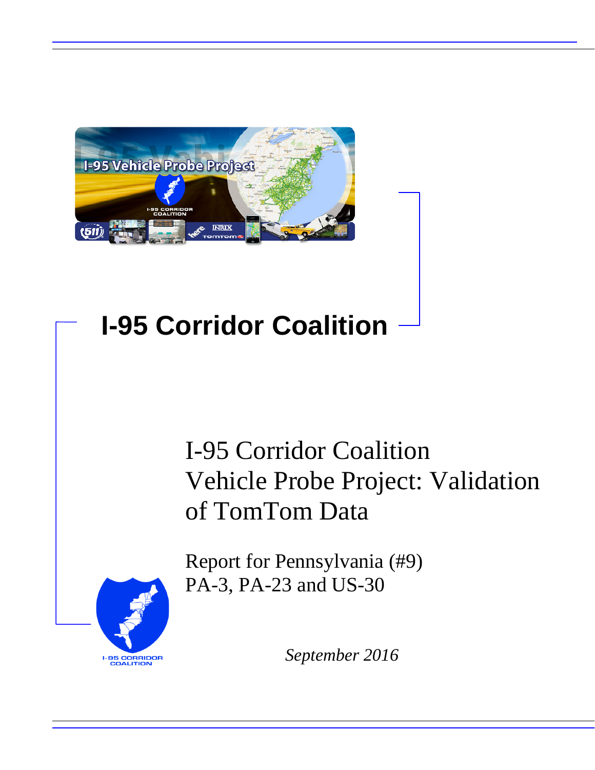# I-95 Corridor Coalition

## I-95 Corridor Coalition Vehicle Probe Project: Validation of TomTom Data

Report for Pennsylvania (#9)
PA-3, PA-23 and US-30

*September 2016*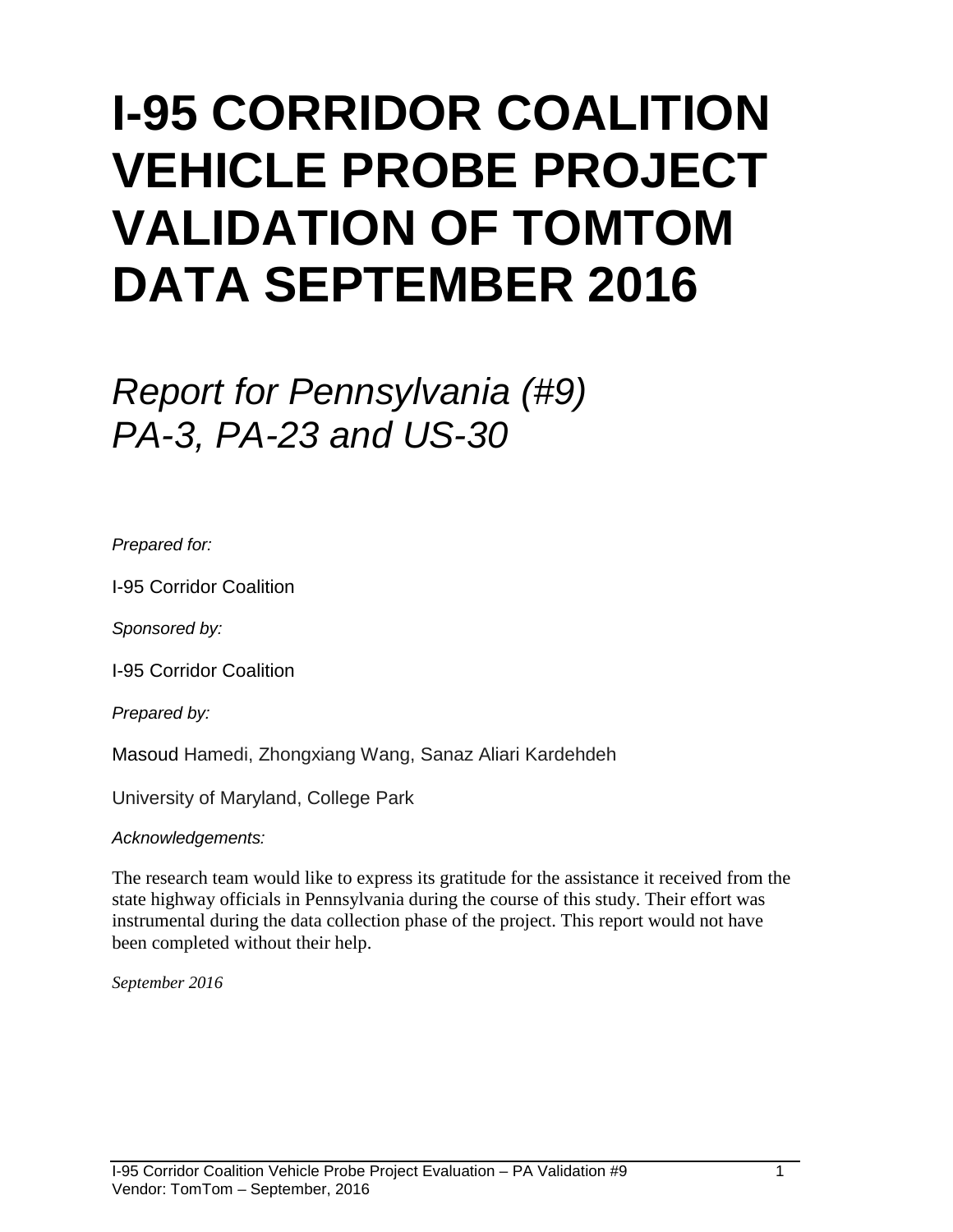# I-95 CORRIDOR COALITION VEHICLE PROBE PROJECT VALIDATION OF TOMTOM DATA SEPTEMBER 2016

## *Report for Pennsylvania (#9) PA-3, PA-23 and US-30*

*Prepared for:*

I-95 Corridor Coalition

*Sponsored by:*

I-95 Corridor Coalition

*Prepared by:*

Masoud Hamedi, Zhongxiang Wang, Sanaz Aliari Kardehdeh

University of Maryland, College Park

*Acknowledgements:*

The research team would like to express its gratitude for the assistance it received from the state highway officials in Pennsylvania during the course of this study. Their effort was instrumental during the data collection phase of the project. This report would not have been completed without their help.

*September 2016*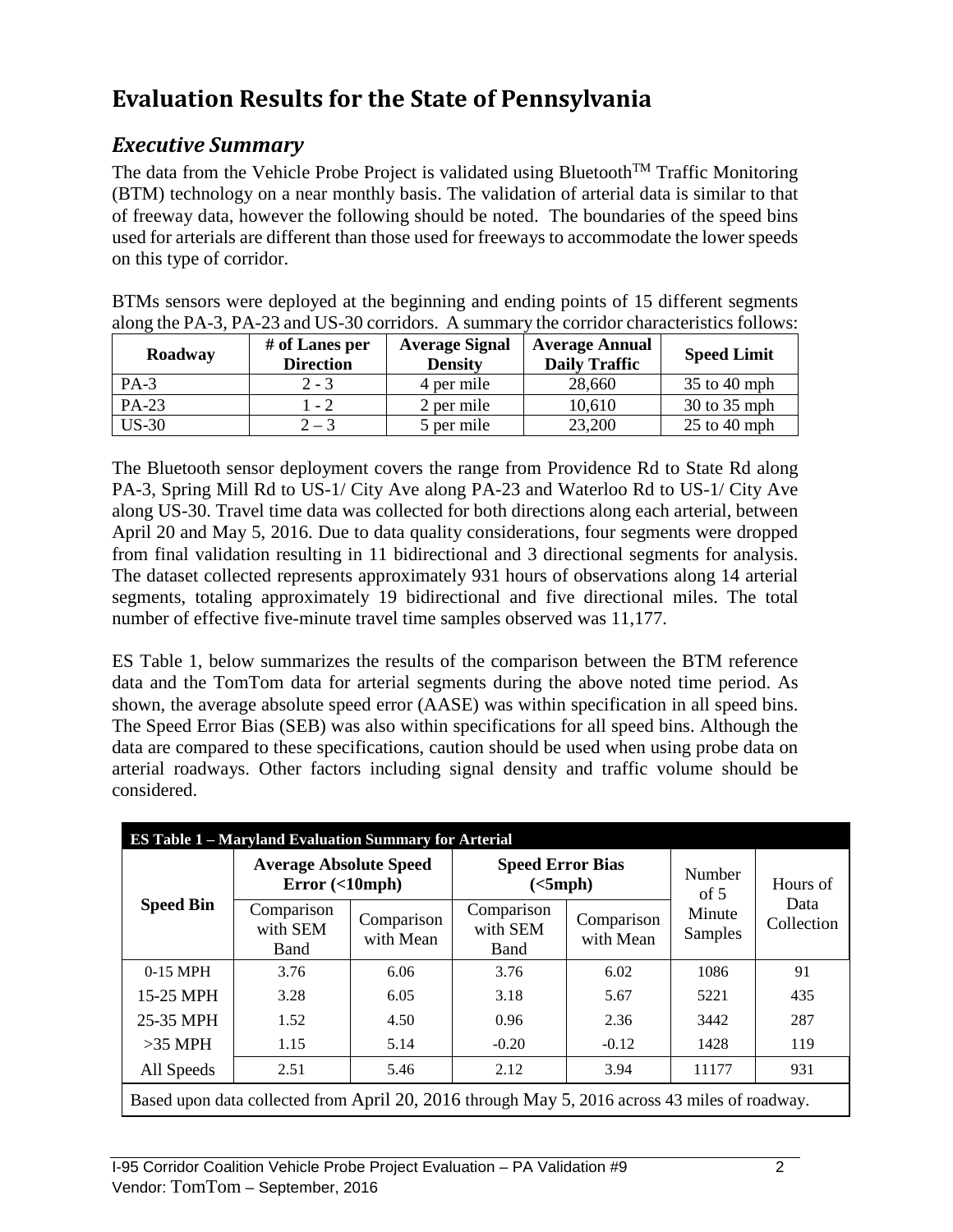# Evaluation Results for the State of Pennsylvania

## *Executive Summary*

The data from the Vehicle Probe Project is validated using Bluetooth$^{TM}$ Traffic Monitoring (BTM) technology on a near monthly basis. The validation of arterial data is similar to that of freeway data, however the following should be noted. The boundaries of the speed bins used for arterials are different than those used for freeways to accommodate the lower speeds on this type of corridor.

BTMs sensors were deployed at the beginning and ending points of 15 different segments along the PA-3, PA-23 and US-30 corridors. A summary the corridor characteristics follows:

| Roadway | # of Lanes per Direction | Average Signal Density | Average Annual Daily Traffic | Speed Limit |
|---|---|---|---|---|
| PA-3 | 2 - 3 | 4 per mile | 28,660 | 35 to 40 mph |
| PA-23 | 1 - 2 | 2 per mile | 10,610 | 30 to 35 mph |
| US-30 | 2 – 3 | 5 per mile | 23,200 | 25 to 40 mph |

The Bluetooth sensor deployment covers the range from Providence Rd to State Rd along PA-3, Spring Mill Rd to US-1/ City Ave along PA-23 and Waterloo Rd to US-1/ City Ave along US-30. Travel time data was collected for both directions along each arterial, between April 20 and May 5, 2016. Due to data quality considerations, four segments were dropped from final validation resulting in 11 bidirectional and 3 directional segments for analysis. The dataset collected represents approximately 931 hours of observations along 14 arterial segments, totaling approximately 19 bidirectional and five directional miles. The total number of effective five-minute travel time samples observed was 11,177.

ES Table 1, below summarizes the results of the comparison between the BTM reference data and the TomTom data for arterial segments during the above noted time period. As shown, the average absolute speed error (AASE) was within specification in all speed bins. The Speed Error Bias (SEB) was also within specifications for all speed bins. Although the data are compared to these specifications, caution should be used when using probe data on arterial roadways. Other factors including signal density and traffic volume should be considered.

**ES Table 1 – Maryland Evaluation Summary for Arterial**

| Speed Bin | Average Absolute Speed Error (<10mph) | | Speed Error Bias (<5mph) | | Number of 5 Minute Samples | Hours of Data Collection |
|---|---|---|---|---|---|---|
| | Comparison with SEM Band | Comparison with Mean | Comparison with SEM Band | Comparison with Mean | | |
| 0-15 MPH | 3.76 | 6.06 | 3.76 | 6.02 | 1086 | 91 |
| 15-25 MPH | 3.28 | 6.05 | 3.18 | 5.67 | 5221 | 435 |
| 25-35 MPH | 1.52 | 4.50 | 0.96 | 2.36 | 3442 | 287 |
| >35 MPH | 1.15 | 5.14 | -0.20 | -0.12 | 1428 | 119 |
| All Speeds | 2.51 | 5.46 | 2.12 | 3.94 | 11177 | 931 |

Based upon data collected from April 20, 2016 through May 5, 2016 across 43 miles of roadway.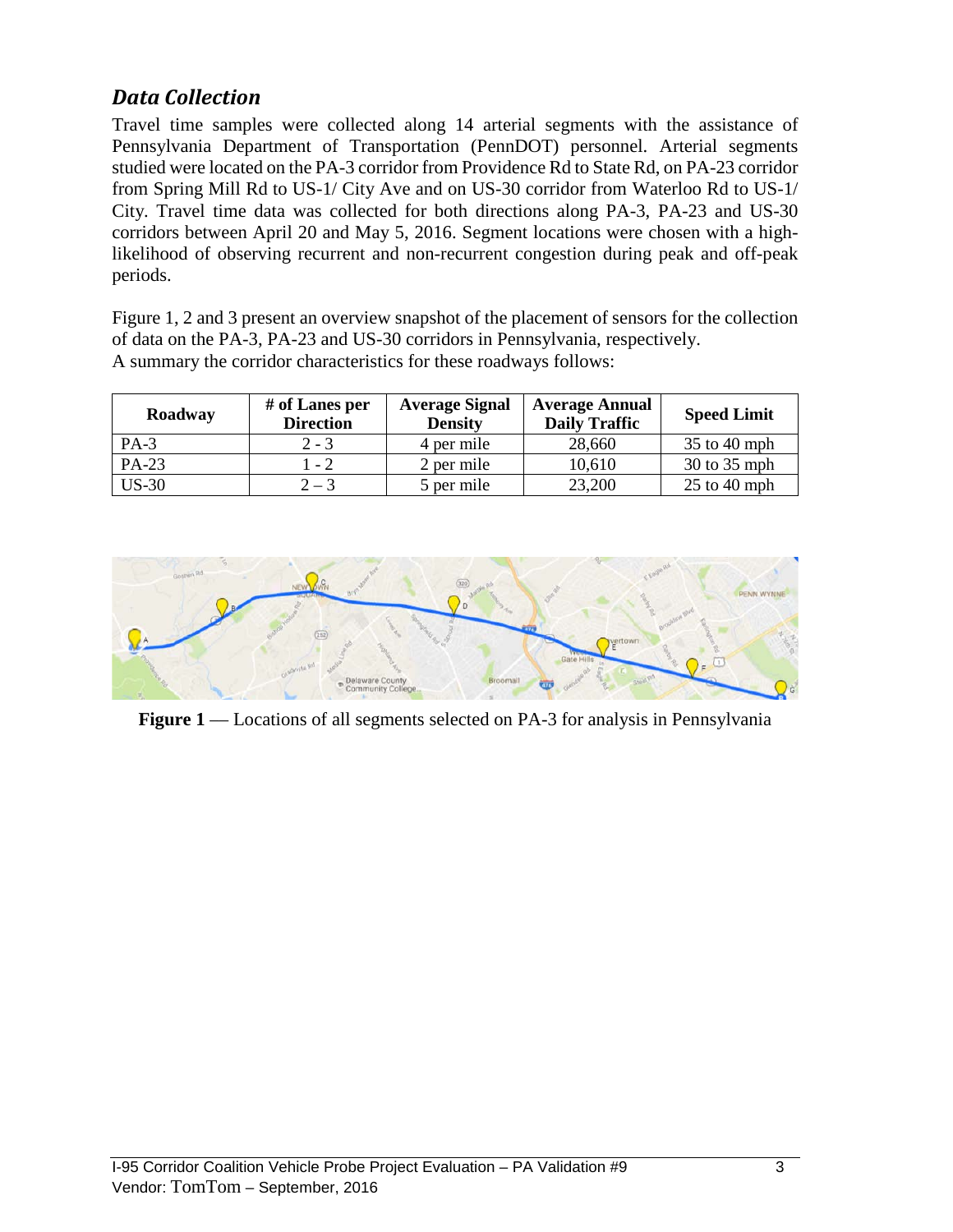## *Data Collection*

Travel time samples were collected along 14 arterial segments with the assistance of Pennsylvania Department of Transportation (PennDOT) personnel. Arterial segments studied were located on the PA-3 corridor from Providence Rd to State Rd, on PA-23 corridor from Spring Mill Rd to US-1/ City Ave and on US-30 corridor from Waterloo Rd to US-1/ City. Travel time data was collected for both directions along PA-3, PA-23 and US-30 corridors between April 20 and May 5, 2016. Segment locations were chosen with a high-likelihood of observing recurrent and non-recurrent congestion during peak and off-peak periods.

Figure 1, 2 and 3 present an overview snapshot of the placement of sensors for the collection of data on the PA-3, PA-23 and US-30 corridors in Pennsylvania, respectively.
A summary the corridor characteristics for these roadways follows:

| Roadway | # of Lanes per Direction | Average Signal Density | Average Annual Daily Traffic | Speed Limit |
|---|---|---|---|---|
| PA-3 | 2 - 3 | 4 per mile | 28,660 | 35 to 40 mph |
| PA-23 | 1 - 2 | 2 per mile | 10,610 | 30 to 35 mph |
| US-30 | 2 – 3 | 5 per mile | 23,200 | 25 to 40 mph |

**Figure 1** — Locations of all segments selected on PA-3 for analysis in Pennsylvania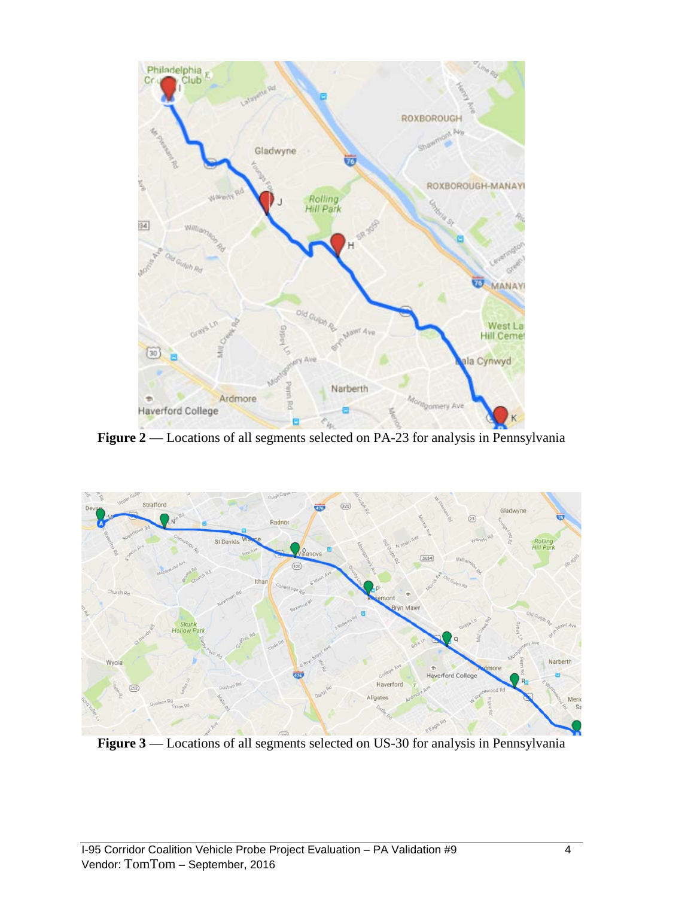**Figure 2** — Locations of all segments selected on PA-23 for analysis in Pennsylvania

**Figure 3** — Locations of all segments selected on US-30 for analysis in Pennsylvania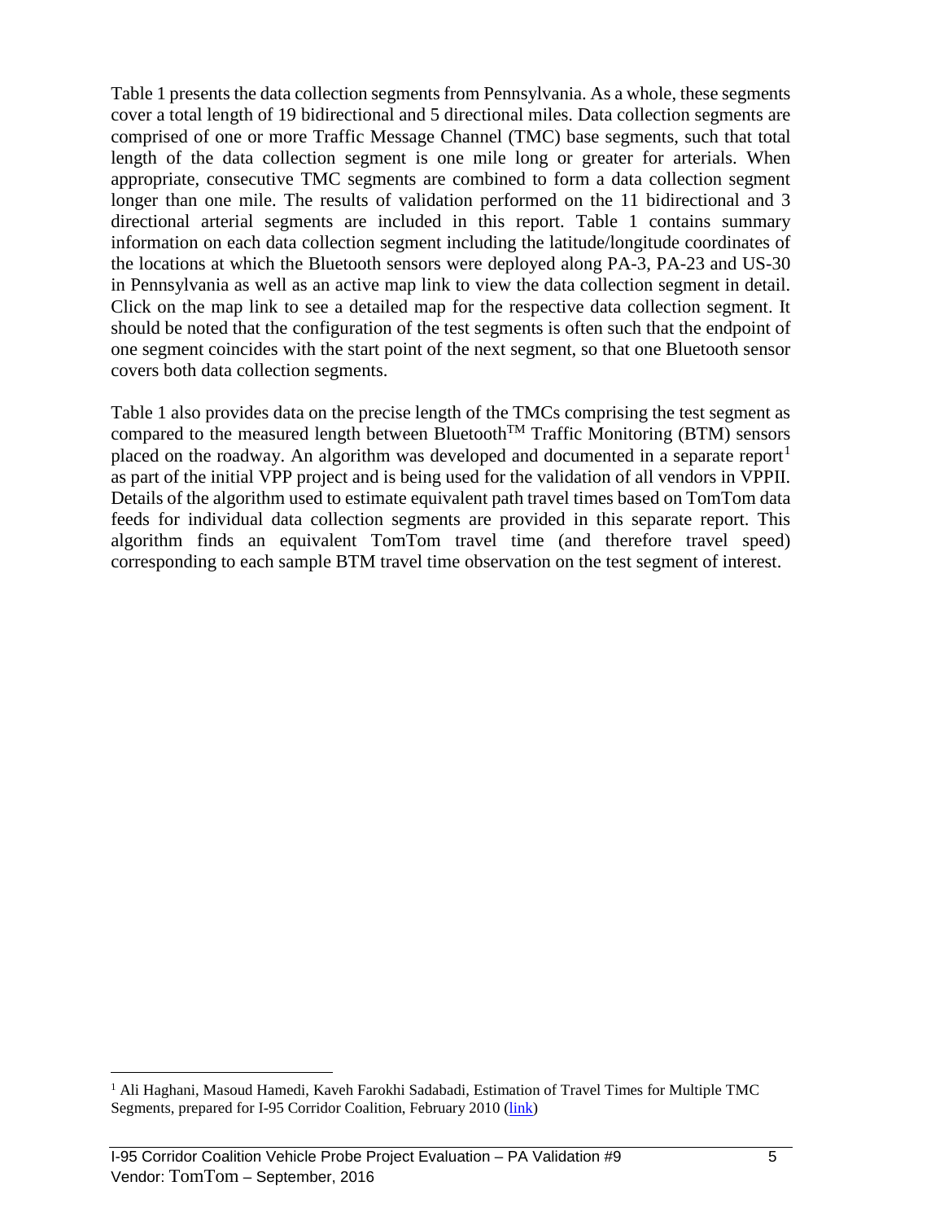Table 1 presents the data collection segments from Pennsylvania. As a whole, these segments cover a total length of 19 bidirectional and 5 directional miles. Data collection segments are comprised of one or more Traffic Message Channel (TMC) base segments, such that total length of the data collection segment is one mile long or greater for arterials. When appropriate, consecutive TMC segments are combined to form a data collection segment longer than one mile. The results of validation performed on the 11 bidirectional and 3 directional arterial segments are included in this report. Table 1 contains summary information on each data collection segment including the latitude/longitude coordinates of the locations at which the Bluetooth sensors were deployed along PA-3, PA-23 and US-30 in Pennsylvania as well as an active map link to view the data collection segment in detail. Click on the map link to see a detailed map for the respective data collection segment. It should be noted that the configuration of the test segments is often such that the endpoint of one segment coincides with the start point of the next segment, so that one Bluetooth sensor covers both data collection segments.

Table 1 also provides data on the precise length of the TMCs comprising the test segment as compared to the measured length between Bluetooth™ Traffic Monitoring (BTM) sensors placed on the roadway. An algorithm was developed and documented in a separate report[1] as part of the initial VPP project and is being used for the validation of all vendors in VPPII. Details of the algorithm used to estimate equivalent path travel times based on TomTom data feeds for individual data collection segments are provided in this separate report. This algorithm finds an equivalent TomTom travel time (and therefore travel speed) corresponding to each sample BTM travel time observation on the test segment of interest.

---

[1] Ali Haghani, Masoud Hamedi, Kaveh Farokhi Sadabadi, Estimation of Travel Times for Multiple TMC Segments, prepared for I-95 Corridor Coalition, February 2010 (link)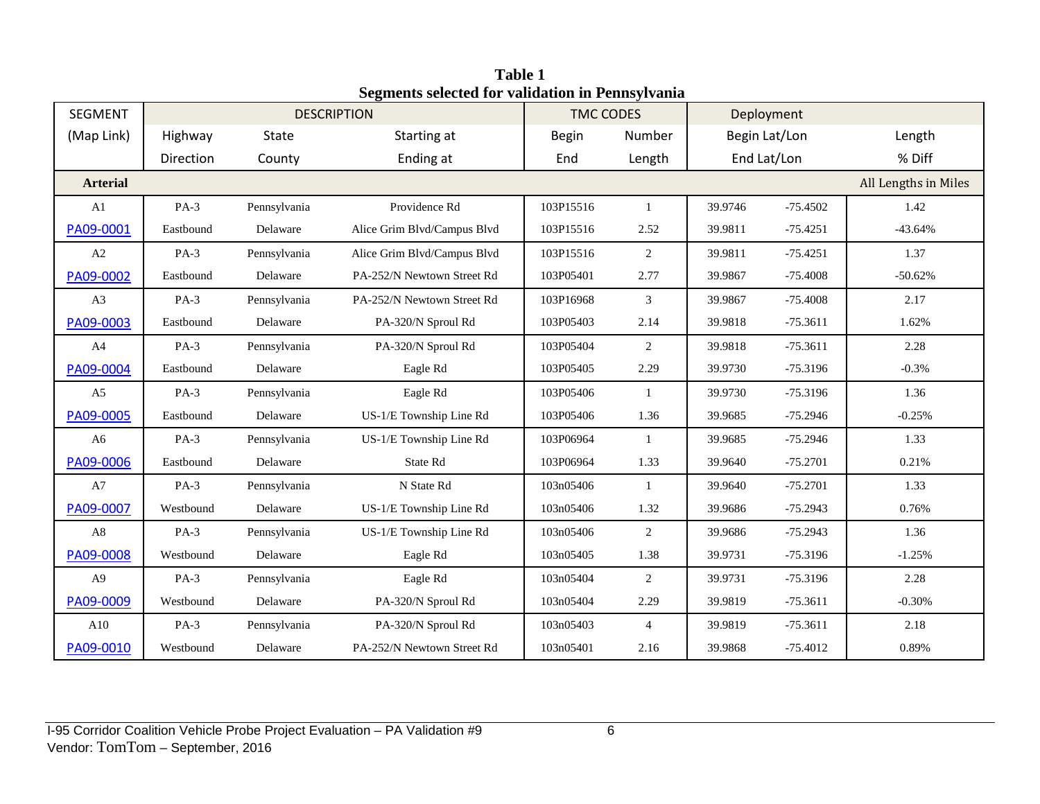**Table 1**
**Segments selected for validation in Pennsylvania**

| SEGMENT | DESCRIPTION | | | TMC CODES | | Deployment | | |
|---|---|---|---|---|---|---|---|---|
| (Map Link) | Highway | State | Starting at | Begin | Number | Begin Lat/Lon | | Length |
| | Direction | County | Ending at | End | Length | End Lat/Lon | | % Diff |
| **Arterial** | | | | | | | | All Lengths in Miles |
| A1 | PA-3 | Pennsylvania | Providence Rd | 103P15516 | 1 | 39.9746 | -75.4502 | 1.42 |
| PA09-0001 | Eastbound | Delaware | Alice Grim Blvd/Campus Blvd | 103P15516 | 2.52 | 39.9811 | -75.4251 | -43.64% |
| A2 | PA-3 | Pennsylvania | Alice Grim Blvd/Campus Blvd | 103P15516 | 2 | 39.9811 | -75.4251 | 1.37 |
| PA09-0002 | Eastbound | Delaware | PA-252/N Newtown Street Rd | 103P05401 | 2.77 | 39.9867 | -75.4008 | -50.62% |
| A3 | PA-3 | Pennsylvania | PA-252/N Newtown Street Rd | 103P16968 | 3 | 39.9867 | -75.4008 | 2.17 |
| PA09-0003 | Eastbound | Delaware | PA-320/N Sproul Rd | 103P05403 | 2.14 | 39.9818 | -75.3611 | 1.62% |
| A4 | PA-3 | Pennsylvania | PA-320/N Sproul Rd | 103P05404 | 2 | 39.9818 | -75.3611 | 2.28 |
| PA09-0004 | Eastbound | Delaware | Eagle Rd | 103P05405 | 2.29 | 39.9730 | -75.3196 | -0.3% |
| A5 | PA-3 | Pennsylvania | Eagle Rd | 103P05406 | 1 | 39.9730 | -75.3196 | 1.36 |
| PA09-0005 | Eastbound | Delaware | US-1/E Township Line Rd | 103P05406 | 1.36 | 39.9685 | -75.2946 | -0.25% |
| A6 | PA-3 | Pennsylvania | US-1/E Township Line Rd | 103P06964 | 1 | 39.9685 | -75.2946 | 1.33 |
| PA09-0006 | Eastbound | Delaware | State Rd | 103P06964 | 1.33 | 39.9640 | -75.2701 | 0.21% |
| A7 | PA-3 | Pennsylvania | N State Rd | 103n05406 | 1 | 39.9640 | -75.2701 | 1.33 |
| PA09-0007 | Westbound | Delaware | US-1/E Township Line Rd | 103n05406 | 1.32 | 39.9686 | -75.2943 | 0.76% |
| A8 | PA-3 | Pennsylvania | US-1/E Township Line Rd | 103n05406 | 2 | 39.9686 | -75.2943 | 1.36 |
| PA09-0008 | Westbound | Delaware | Eagle Rd | 103n05405 | 1.38 | 39.9731 | -75.3196 | -1.25% |
| A9 | PA-3 | Pennsylvania | Eagle Rd | 103n05404 | 2 | 39.9731 | -75.3196 | 2.28 |
| PA09-0009 | Westbound | Delaware | PA-320/N Sproul Rd | 103n05404 | 2.29 | 39.9819 | -75.3611 | -0.30% |
| A10 | PA-3 | Pennsylvania | PA-320/N Sproul Rd | 103n05403 | 4 | 39.9819 | -75.3611 | 2.18 |
| PA09-0010 | Westbound | Delaware | PA-252/N Newtown Street Rd | 103n05401 | 2.16 | 39.9868 | -75.4012 | 0.89% |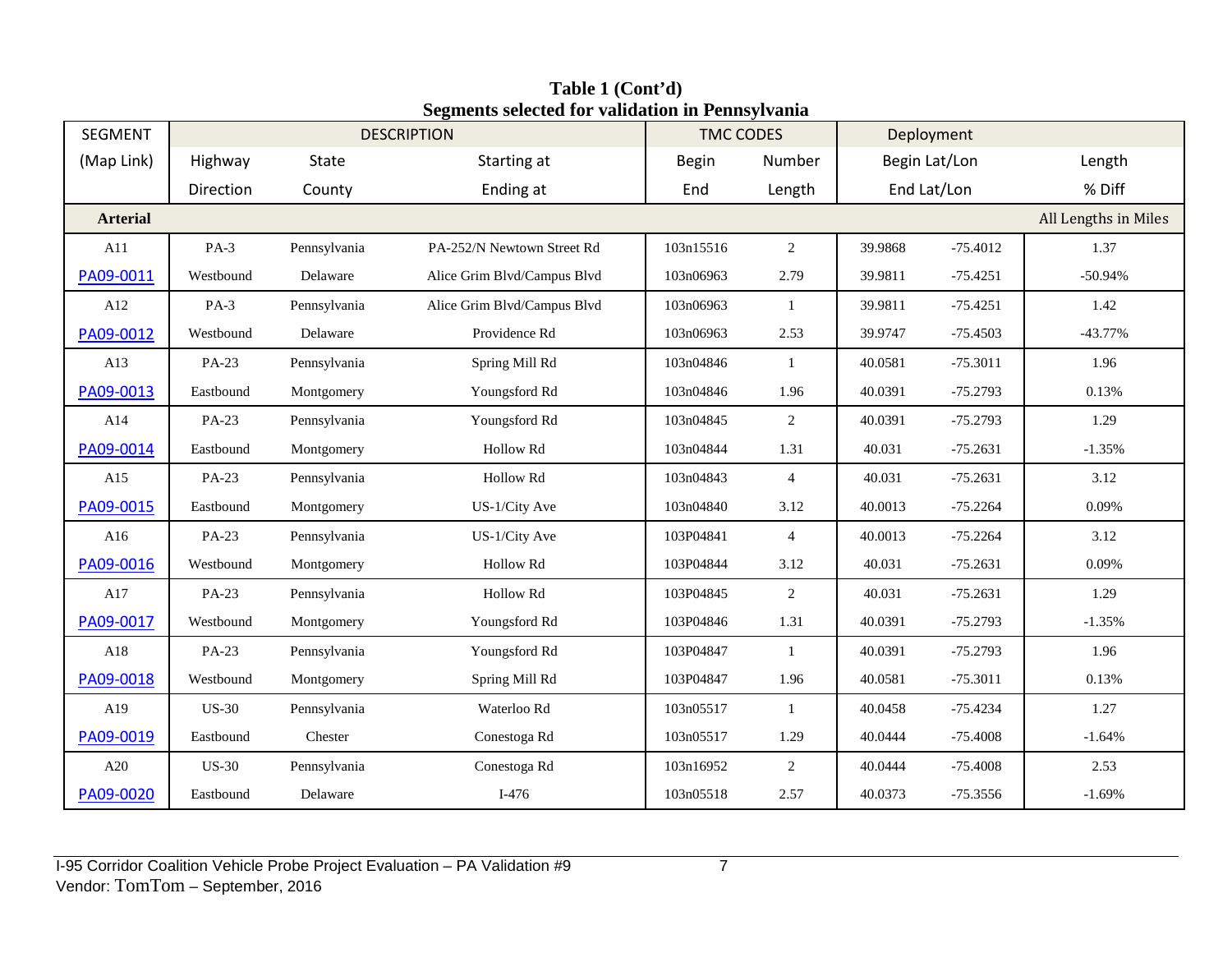**Table 1 (Cont'd)**
**Segments selected for validation in Pennsylvania**

| SEGMENT | DESCRIPTION | | | TMC CODES | | Deployment | | |
|---|---|---|---|---|---|---|---|---|
| (Map Link) | Highway | State | Starting at | Begin | Number | Begin Lat/Lon | | Length |
| | Direction | County | Ending at | End | Length | End Lat/Lon | | % Diff |
| **Arterial** | | | | | | | | All Lengths in Miles |
| A11 | PA-3 | Pennsylvania | PA-252/N Newtown Street Rd | 103n15516 | 2 | 39.9868 | -75.4012 | 1.37 |
| PA09-0011 | Westbound | Delaware | Alice Grim Blvd/Campus Blvd | 103n06963 | 2.79 | 39.9811 | -75.4251 | -50.94% |
| A12 | PA-3 | Pennsylvania | Alice Grim Blvd/Campus Blvd | 103n06963 | 1 | 39.9811 | -75.4251 | 1.42 |
| PA09-0012 | Westbound | Delaware | Providence Rd | 103n06963 | 2.53 | 39.9747 | -75.4503 | -43.77% |
| A13 | PA-23 | Pennsylvania | Spring Mill Rd | 103n04846 | 1 | 40.0581 | -75.3011 | 1.96 |
| PA09-0013 | Eastbound | Montgomery | Youngsford Rd | 103n04846 | 1.96 | 40.0391 | -75.2793 | 0.13% |
| A14 | PA-23 | Pennsylvania | Youngsford Rd | 103n04845 | 2 | 40.0391 | -75.2793 | 1.29 |
| PA09-0014 | Eastbound | Montgomery | Hollow Rd | 103n04844 | 1.31 | 40.031 | -75.2631 | -1.35% |
| A15 | PA-23 | Pennsylvania | Hollow Rd | 103n04843 | 4 | 40.031 | -75.2631 | 3.12 |
| PA09-0015 | Eastbound | Montgomery | US-1/City Ave | 103n04840 | 3.12 | 40.0013 | -75.2264 | 0.09% |
| A16 | PA-23 | Pennsylvania | US-1/City Ave | 103P04841 | 4 | 40.0013 | -75.2264 | 3.12 |
| PA09-0016 | Westbound | Montgomery | Hollow Rd | 103P04844 | 3.12 | 40.031 | -75.2631 | 0.09% |
| A17 | PA-23 | Pennsylvania | Hollow Rd | 103P04845 | 2 | 40.031 | -75.2631 | 1.29 |
| PA09-0017 | Westbound | Montgomery | Youngsford Rd | 103P04846 | 1.31 | 40.0391 | -75.2793 | -1.35% |
| A18 | PA-23 | Pennsylvania | Youngsford Rd | 103P04847 | 1 | 40.0391 | -75.2793 | 1.96 |
| PA09-0018 | Westbound | Montgomery | Spring Mill Rd | 103P04847 | 1.96 | 40.0581 | -75.3011 | 0.13% |
| A19 | US-30 | Pennsylvania | Waterloo Rd | 103n05517 | 1 | 40.0458 | -75.4234 | 1.27 |
| PA09-0019 | Eastbound | Chester | Conestoga Rd | 103n05517 | 1.29 | 40.0444 | -75.4008 | -1.64% |
| A20 | US-30 | Pennsylvania | Conestoga Rd | 103n16952 | 2 | 40.0444 | -75.4008 | 2.53 |
| PA09-0020 | Eastbound | Delaware | I-476 | 103n05518 | 2.57 | 40.0373 | -75.3556 | -1.69% |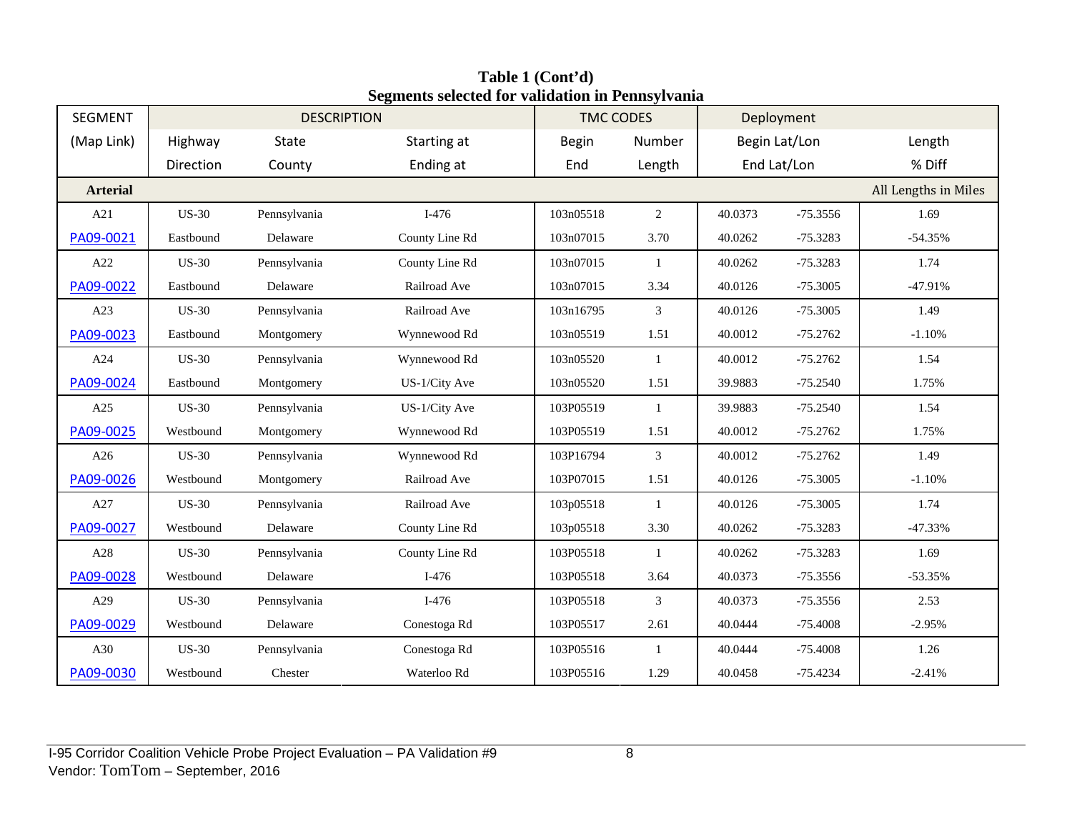**Table 1 (Cont'd)**
**Segments selected for validation in Pennsylvania**

| SEGMENT | DESCRIPTION | | | TMC CODES | | Deployment | | |
|---|---|---|---|---|---|---|---|---|
| (Map Link) | Highway | State | Starting at | Begin | Number | Begin Lat/Lon | | Length |
| | Direction | County | Ending at | End | Length | End Lat/Lon | | % Diff |
| **Arterial** | | | | | | | | All Lengths in Miles |
| A21 | US-30 | Pennsylvania | I-476 | 103n05518 | 2 | 40.0373 | -75.3556 | 1.69 |
| PA09-0021 | Eastbound | Delaware | County Line Rd | 103n07015 | 3.70 | 40.0262 | -75.3283 | -54.35% |
| A22 | US-30 | Pennsylvania | County Line Rd | 103n07015 | 1 | 40.0262 | -75.3283 | 1.74 |
| PA09-0022 | Eastbound | Delaware | Railroad Ave | 103n07015 | 3.34 | 40.0126 | -75.3005 | -47.91% |
| A23 | US-30 | Pennsylvania | Railroad Ave | 103n16795 | 3 | 40.0126 | -75.3005 | 1.49 |
| PA09-0023 | Eastbound | Montgomery | Wynnewood Rd | 103n05519 | 1.51 | 40.0012 | -75.2762 | -1.10% |
| A24 | US-30 | Pennsylvania | Wynnewood Rd | 103n05520 | 1 | 40.0012 | -75.2762 | 1.54 |
| PA09-0024 | Eastbound | Montgomery | US-1/City Ave | 103n05520 | 1.51 | 39.9883 | -75.2540 | 1.75% |
| A25 | US-30 | Pennsylvania | US-1/City Ave | 103P05519 | 1 | 39.9883 | -75.2540 | 1.54 |
| PA09-0025 | Westbound | Montgomery | Wynnewood Rd | 103P05519 | 1.51 | 40.0012 | -75.2762 | 1.75% |
| A26 | US-30 | Pennsylvania | Wynnewood Rd | 103P16794 | 3 | 40.0012 | -75.2762 | 1.49 |
| PA09-0026 | Westbound | Montgomery | Railroad Ave | 103P07015 | 1.51 | 40.0126 | -75.3005 | -1.10% |
| A27 | US-30 | Pennsylvania | Railroad Ave | 103p05518 | 1 | 40.0126 | -75.3005 | 1.74 |
| PA09-0027 | Westbound | Delaware | County Line Rd | 103p05518 | 3.30 | 40.0262 | -75.3283 | -47.33% |
| A28 | US-30 | Pennsylvania | County Line Rd | 103P05518 | 1 | 40.0262 | -75.3283 | 1.69 |
| PA09-0028 | Westbound | Delaware | I-476 | 103P05518 | 3.64 | 40.0373 | -75.3556 | -53.35% |
| A29 | US-30 | Pennsylvania | I-476 | 103P05518 | 3 | 40.0373 | -75.3556 | 2.53 |
| PA09-0029 | Westbound | Delaware | Conestoga Rd | 103P05517 | 2.61 | 40.0444 | -75.4008 | -2.95% |
| A30 | US-30 | Pennsylvania | Conestoga Rd | 103P05516 | 1 | 40.0444 | -75.4008 | 1.26 |
| PA09-0030 | Westbound | Chester | Waterloo Rd | 103P05516 | 1.29 | 40.0458 | -75.4234 | -2.41% |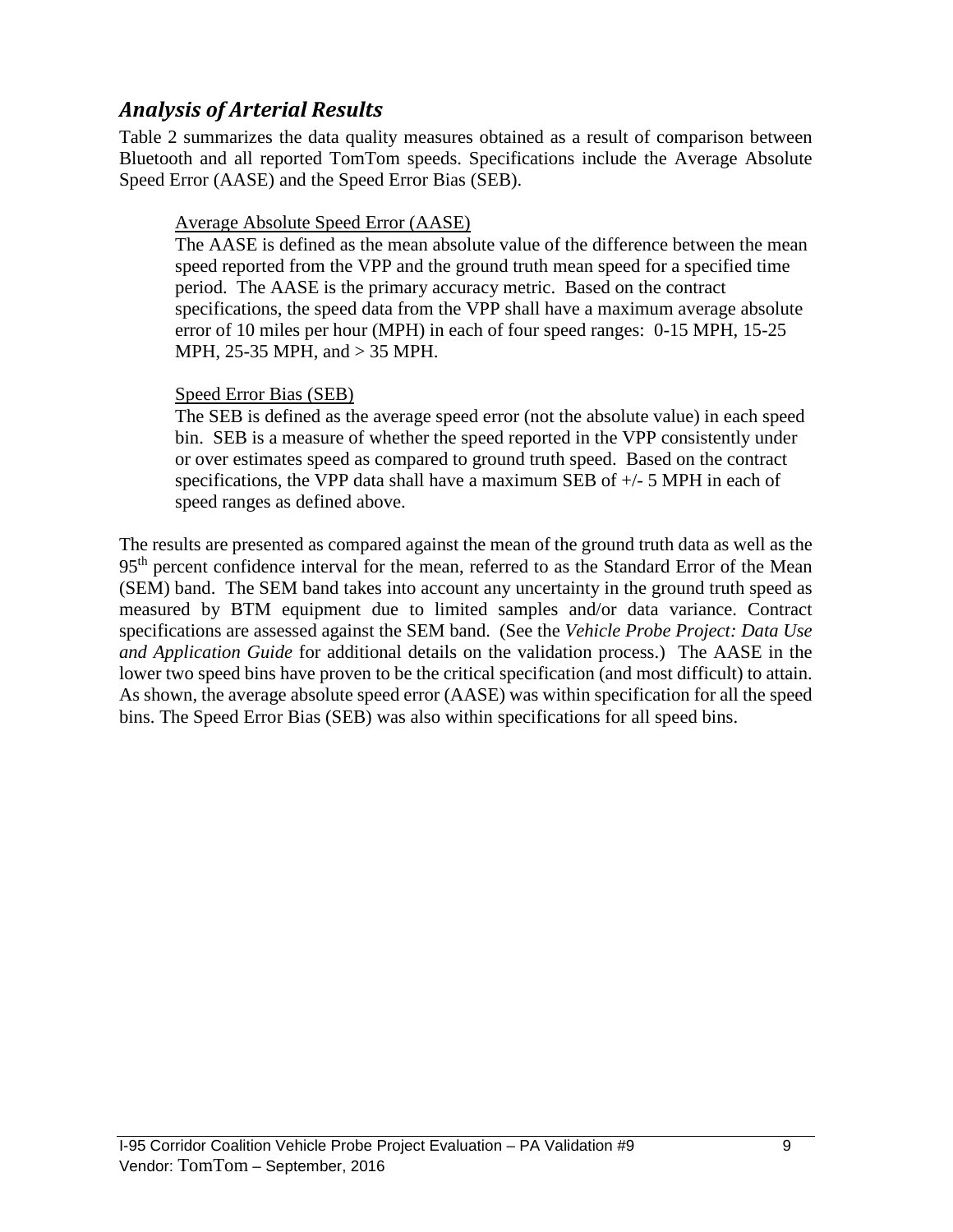## *Analysis of Arterial Results*

Table 2 summarizes the data quality measures obtained as a result of comparison between Bluetooth and all reported TomTom speeds. Specifications include the Average Absolute Speed Error (AASE) and the Speed Error Bias (SEB).

> Average Absolute Speed Error (AASE)
>
> The AASE is defined as the mean absolute value of the difference between the mean speed reported from the VPP and the ground truth mean speed for a specified time period. The AASE is the primary accuracy metric. Based on the contract specifications, the speed data from the VPP shall have a maximum average absolute error of 10 miles per hour (MPH) in each of four speed ranges: 0-15 MPH, 15-25 MPH, 25-35 MPH, and > 35 MPH.
>
> Speed Error Bias (SEB)
>
> The SEB is defined as the average speed error (not the absolute value) in each speed bin. SEB is a measure of whether the speed reported in the VPP consistently under or over estimates speed as compared to ground truth speed. Based on the contract specifications, the VPP data shall have a maximum SEB of +/- 5 MPH in each of speed ranges as defined above.

The results are presented as compared against the mean of the ground truth data as well as the 95th percent confidence interval for the mean, referred to as the Standard Error of the Mean (SEM) band. The SEM band takes into account any uncertainty in the ground truth speed as measured by BTM equipment due to limited samples and/or data variance. Contract specifications are assessed against the SEM band. (See the *Vehicle Probe Project: Data Use and Application Guide* for additional details on the validation process.) The AASE in the lower two speed bins have proven to be the critical specification (and most difficult) to attain. As shown, the average absolute speed error (AASE) was within specification for all the speed bins. The Speed Error Bias (SEB) was also within specifications for all speed bins.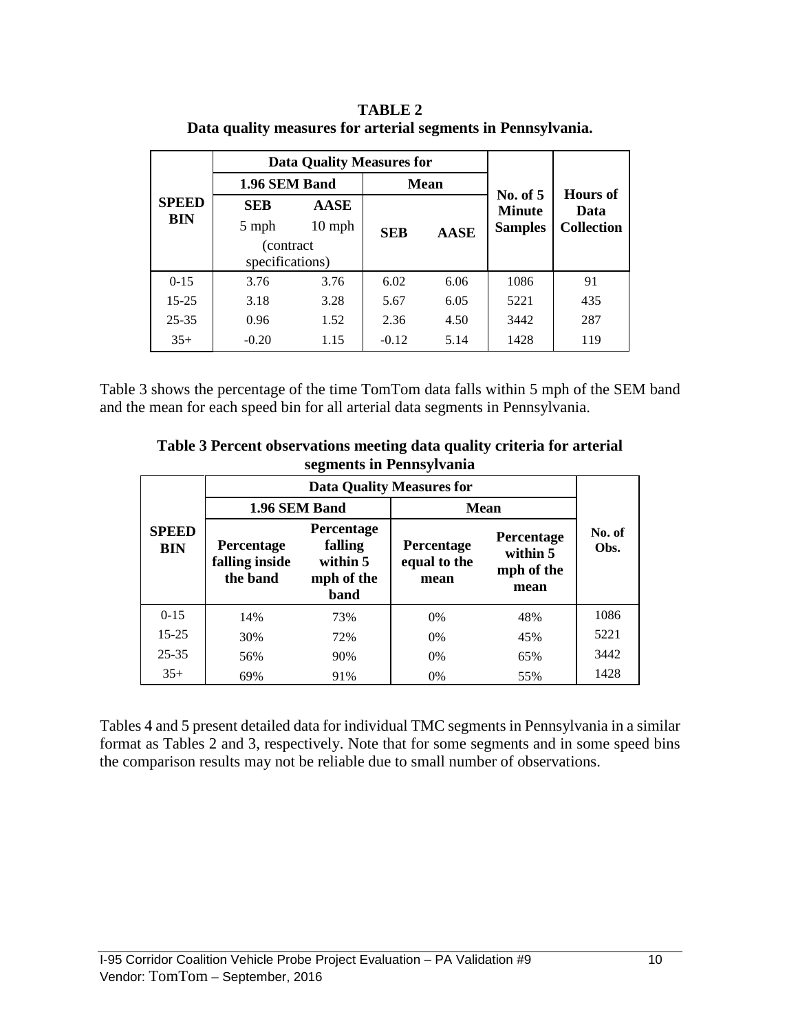**TABLE 2**
**Data quality measures for arterial segments in Pennsylvania.**

| SPEED BIN | Data Quality Measures for | | | | No. of 5 Minute Samples | Hours of Data Collection |
|---|---|---|---|---|---|---|
| | 1.96 SEM Band | | Mean | | | |
| | SEB 5 mph (contract specifications) | AASE 10 mph | SEB | AASE | | |
| 0-15 | 3.76 | 3.76 | 6.02 | 6.06 | 1086 | 91 |
| 15-25 | 3.18 | 3.28 | 5.67 | 6.05 | 5221 | 435 |
| 25-35 | 0.96 | 1.52 | 2.36 | 4.50 | 3442 | 287 |
| 35+ | -0.20 | 1.15 | -0.12 | 5.14 | 1428 | 119 |

Table 3 shows the percentage of the time TomTom data falls within 5 mph of the SEM band and the mean for each speed bin for all arterial data segments in Pennsylvania.

**Table 3 Percent observations meeting data quality criteria for arterial segments in Pennsylvania**

| SPEED BIN | Data Quality Measures for | | | | No. of Obs. |
|---|---|---|---|---|---|
| | 1.96 SEM Band | | Mean | | |
| | Percentage falling inside the band | Percentage falling within 5 mph of the band | Percentage equal to the mean | Percentage within 5 mph of the mean | |
| 0-15 | 14% | 73% | 0% | 48% | 1086 |
| 15-25 | 30% | 72% | 0% | 45% | 5221 |
| 25-35 | 56% | 90% | 0% | 65% | 3442 |
| 35+ | 69% | 91% | 0% | 55% | 1428 |

Tables 4 and 5 present detailed data for individual TMC segments in Pennsylvania in a similar format as Tables 2 and 3, respectively. Note that for some segments and in some speed bins the comparison results may not be reliable due to small number of observations.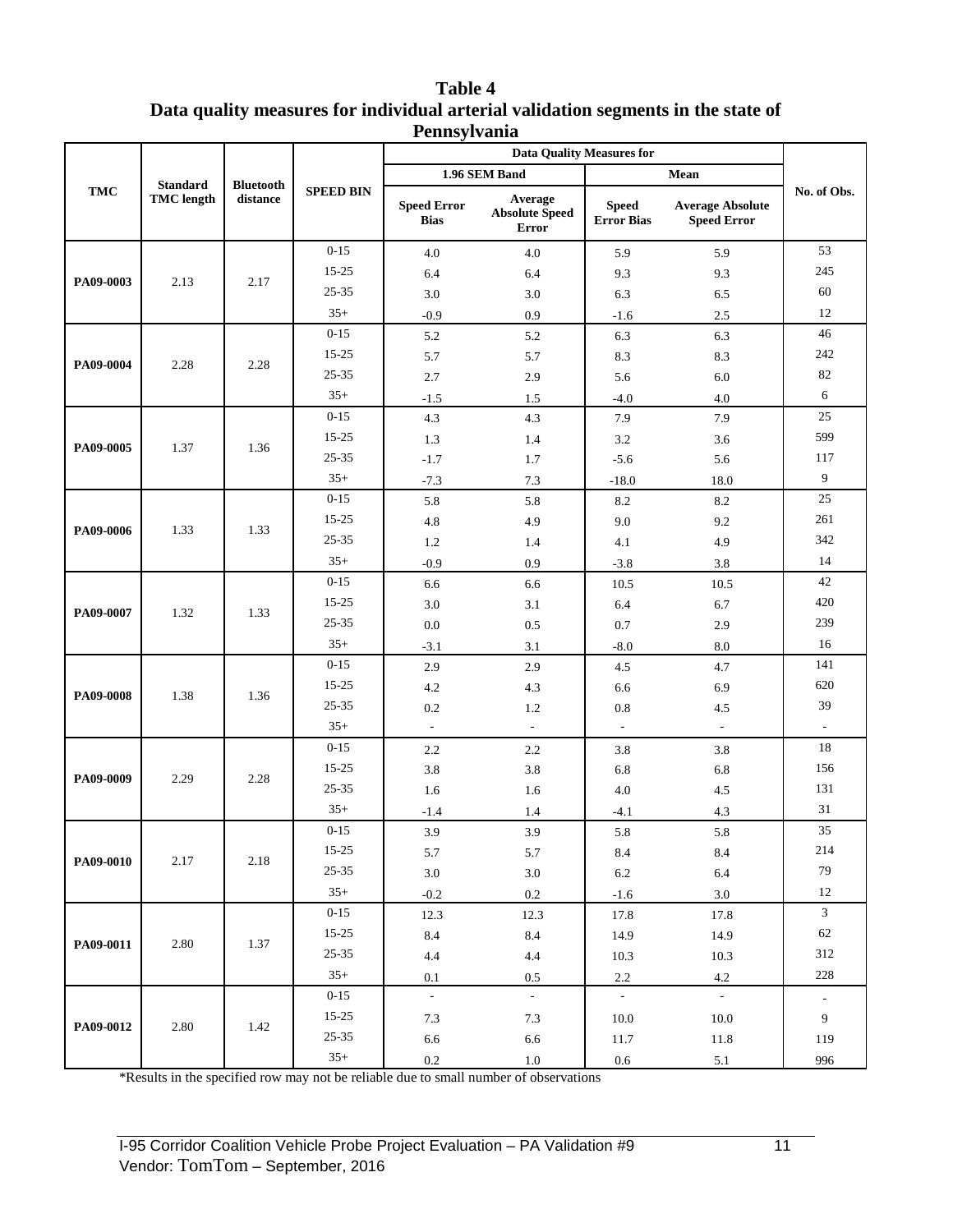**Table 4**
**Data quality measures for individual arterial validation segments in the state of Pennsylvania**

| TMC | Standard TMC length | Bluetooth distance | SPEED BIN | Data Quality Measures for | | | | No. of Obs. |
|---|---|---|---|---|---|---|---|---|
| | | | | 1.96 SEM Band | | Mean | | |
| | | | | Speed Error Bias | Average Absolute Speed Error | Speed Error Bias | Average Absolute Speed Error | |
| PA09-0003 | 2.13 | 2.17 | 0-15 | 4.0 | 4.0 | 5.9 | 5.9 | 53 |
| | | | 15-25 | 6.4 | 6.4 | 9.3 | 9.3 | 245 |
| | | | 25-35 | 3.0 | 3.0 | 6.3 | 6.5 | 60 |
| | | | 35+ | -0.9 | 0.9 | -1.6 | 2.5 | 12 |
| PA09-0004 | 2.28 | 2.28 | 0-15 | 5.2 | 5.2 | 6.3 | 6.3 | 46 |
| | | | 15-25 | 5.7 | 5.7 | 8.3 | 8.3 | 242 |
| | | | 25-35 | 2.7 | 2.9 | 5.6 | 6.0 | 82 |
| | | | 35+ | -1.5 | 1.5 | -4.0 | 4.0 | 6 |
| PA09-0005 | 1.37 | 1.36 | 0-15 | 4.3 | 4.3 | 7.9 | 7.9 | 25 |
| | | | 15-25 | 1.3 | 1.4 | 3.2 | 3.6 | 599 |
| | | | 25-35 | -1.7 | 1.7 | -5.6 | 5.6 | 117 |
| | | | 35+ | -7.3 | 7.3 | -18.0 | 18.0 | 9 |
| PA09-0006 | 1.33 | 1.33 | 0-15 | 5.8 | 5.8 | 8.2 | 8.2 | 25 |
| | | | 15-25 | 4.8 | 4.9 | 9.0 | 9.2 | 261 |
| | | | 25-35 | 1.2 | 1.4 | 4.1 | 4.9 | 342 |
| | | | 35+ | -0.9 | 0.9 | -3.8 | 3.8 | 14 |
| PA09-0007 | 1.32 | 1.33 | 0-15 | 6.6 | 6.6 | 10.5 | 10.5 | 42 |
| | | | 15-25 | 3.0 | 3.1 | 6.4 | 6.7 | 420 |
| | | | 25-35 | 0.0 | 0.5 | 0.7 | 2.9 | 239 |
| | | | 35+ | -3.1 | 3.1 | -8.0 | 8.0 | 16 |
| PA09-0008 | 1.38 | 1.36 | 0-15 | 2.9 | 2.9 | 4.5 | 4.7 | 141 |
| | | | 15-25 | 4.2 | 4.3 | 6.6 | 6.9 | 620 |
| | | | 25-35 | 0.2 | 1.2 | 0.8 | 4.5 | 39 |
| | | | 35+ | - | - | - | - | - |
| PA09-0009 | 2.29 | 2.28 | 0-15 | 2.2 | 2.2 | 3.8 | 3.8 | 18 |
| | | | 15-25 | 3.8 | 3.8 | 6.8 | 6.8 | 156 |
| | | | 25-35 | 1.6 | 1.6 | 4.0 | 4.5 | 131 |
| | | | 35+ | -1.4 | 1.4 | -4.1 | 4.3 | 31 |
| PA09-0010 | 2.17 | 2.18 | 0-15 | 3.9 | 3.9 | 5.8 | 5.8 | 35 |
| | | | 15-25 | 5.7 | 5.7 | 8.4 | 8.4 | 214 |
| | | | 25-35 | 3.0 | 3.0 | 6.2 | 6.4 | 79 |
| | | | 35+ | -0.2 | 0.2 | -1.6 | 3.0 | 12 |
| PA09-0011 | 2.80 | 1.37 | 0-15 | 12.3 | 12.3 | 17.8 | 17.8 | 3 |
| | | | 15-25 | 8.4 | 8.4 | 14.9 | 14.9 | 62 |
| | | | 25-35 | 4.4 | 4.4 | 10.3 | 10.3 | 312 |
| | | | 35+ | 0.1 | 0.5 | 2.2 | 4.2 | 228 |
| PA09-0012 | 2.80 | 1.42 | 0-15 | - | - | - | - | - |
| | | | 15-25 | 7.3 | 7.3 | 10.0 | 10.0 | 9 |
| | | | 25-35 | 6.6 | 6.6 | 11.7 | 11.8 | 119 |
| | | | 35+ | 0.2 | 1.0 | 0.6 | 5.1 | 996 |

*Results in the specified row may not be reliable due to small number of observations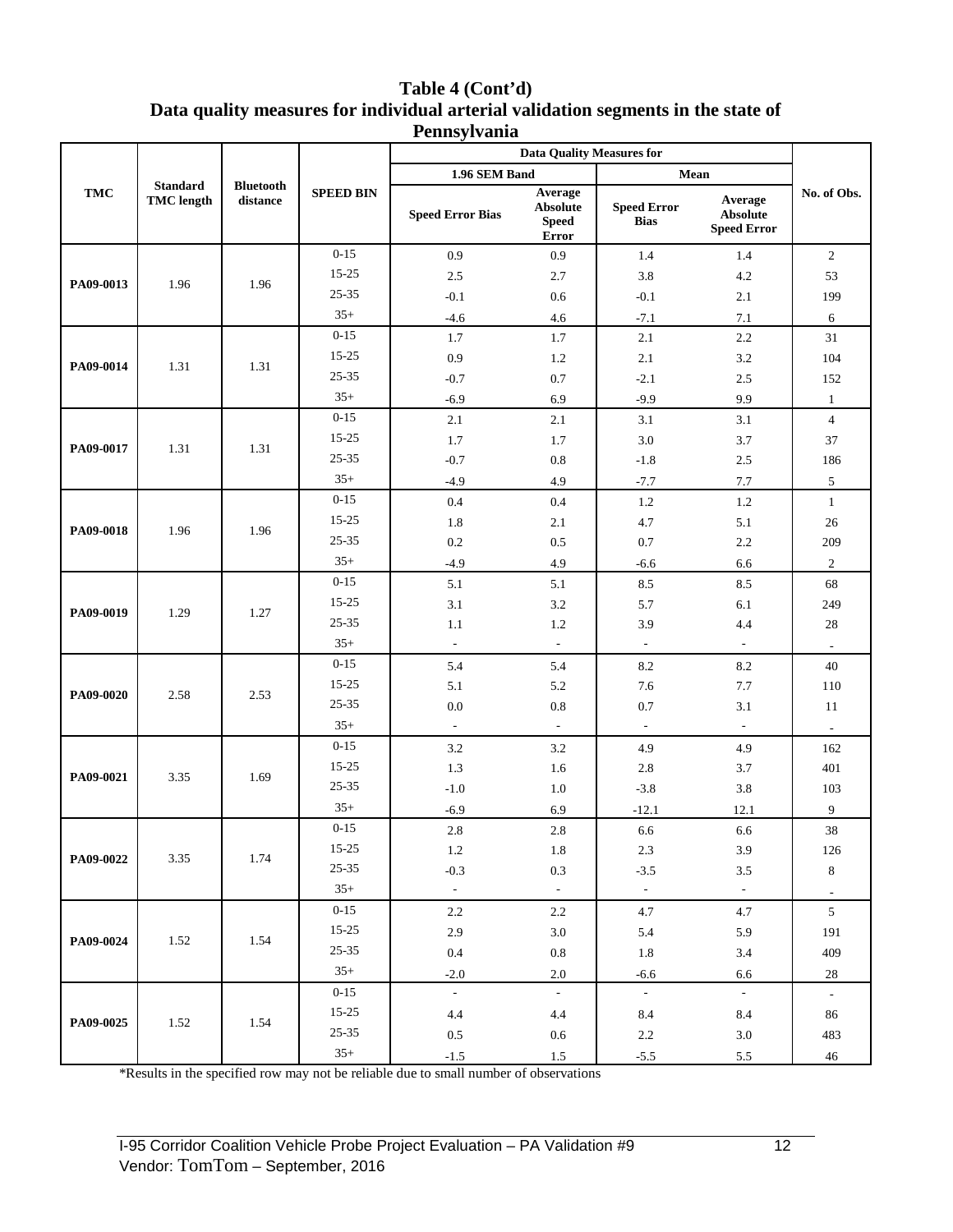**Table 4 (Cont'd)**
**Data quality measures for individual arterial validation segments in the state of Pennsylvania**

| TMC | Standard TMC length | Bluetooth distance | SPEED BIN | Data Quality Measures for | | | | No. of Obs. |
|---|---|---|---|---|---|---|---|---|
| | | | | 1.96 SEM Band | | Mean | | |
| | | | | Speed Error Bias | Average Absolute Speed Error | Speed Error Bias | Average Absolute Speed Error | |
| PA09-0013 | 1.96 | 1.96 | 0-15 | 0.9 | 0.9 | 1.4 | 1.4 | 2 |
| | | | 15-25 | 2.5 | 2.7 | 3.8 | 4.2 | 53 |
| | | | 25-35 | -0.1 | 0.6 | -0.1 | 2.1 | 199 |
| | | | 35+ | -4.6 | 4.6 | -7.1 | 7.1 | 6 |
| PA09-0014 | 1.31 | 1.31 | 0-15 | 1.7 | 1.7 | 2.1 | 2.2 | 31 |
| | | | 15-25 | 0.9 | 1.2 | 2.1 | 3.2 | 104 |
| | | | 25-35 | -0.7 | 0.7 | -2.1 | 2.5 | 152 |
| | | | 35+ | -6.9 | 6.9 | -9.9 | 9.9 | 1 |
| PA09-0017 | 1.31 | 1.31 | 0-15 | 2.1 | 2.1 | 3.1 | 3.1 | 4 |
| | | | 15-25 | 1.7 | 1.7 | 3.0 | 3.7 | 37 |
| | | | 25-35 | -0.7 | 0.8 | -1.8 | 2.5 | 186 |
| | | | 35+ | -4.9 | 4.9 | -7.7 | 7.7 | 5 |
| PA09-0018 | 1.96 | 1.96 | 0-15 | 0.4 | 0.4 | 1.2 | 1.2 | 1 |
| | | | 15-25 | 1.8 | 2.1 | 4.7 | 5.1 | 26 |
| | | | 25-35 | 0.2 | 0.5 | 0.7 | 2.2 | 209 |
| | | | 35+ | -4.9 | 4.9 | -6.6 | 6.6 | 2 |
| PA09-0019 | 1.29 | 1.27 | 0-15 | 5.1 | 5.1 | 8.5 | 8.5 | 68 |
| | | | 15-25 | 3.1 | 3.2 | 5.7 | 6.1 | 249 |
| | | | 25-35 | 1.1 | 1.2 | 3.9 | 4.4 | 28 |
| | | | 35+ | - | - | - | - | - |
| PA09-0020 | 2.58 | 2.53 | 0-15 | 5.4 | 5.4 | 8.2 | 8.2 | 40 |
| | | | 15-25 | 5.1 | 5.2 | 7.6 | 7.7 | 110 |
| | | | 25-35 | 0.0 | 0.8 | 0.7 | 3.1 | 11 |
| | | | 35+ | - | - | - | - | - |
| PA09-0021 | 3.35 | 1.69 | 0-15 | 3.2 | 3.2 | 4.9 | 4.9 | 162 |
| | | | 15-25 | 1.3 | 1.6 | 2.8 | 3.7 | 401 |
| | | | 25-35 | -1.0 | 1.0 | -3.8 | 3.8 | 103 |
| | | | 35+ | -6.9 | 6.9 | -12.1 | 12.1 | 9 |
| PA09-0022 | 3.35 | 1.74 | 0-15 | 2.8 | 2.8 | 6.6 | 6.6 | 38 |
| | | | 15-25 | 1.2 | 1.8 | 2.3 | 3.9 | 126 |
| | | | 25-35 | -0.3 | 0.3 | -3.5 | 3.5 | 8 |
| | | | 35+ | - | - | - | - | - |
| PA09-0024 | 1.52 | 1.54 | 0-15 | 2.2 | 2.2 | 4.7 | 4.7 | 5 |
| | | | 15-25 | 2.9 | 3.0 | 5.4 | 5.9 | 191 |
| | | | 25-35 | 0.4 | 0.8 | 1.8 | 3.4 | 409 |
| | | | 35+ | -2.0 | 2.0 | -6.6 | 6.6 | 28 |
| PA09-0025 | 1.52 | 1.54 | 0-15 | - | - | - | - | - |
| | | | 15-25 | 4.4 | 4.4 | 8.4 | 8.4 | 86 |
| | | | 25-35 | 0.5 | 0.6 | 2.2 | 3.0 | 483 |
| | | | 35+ | -1.5 | 1.5 | -5.5 | 5.5 | 46 |

*Results in the specified row may not be reliable due to small number of observations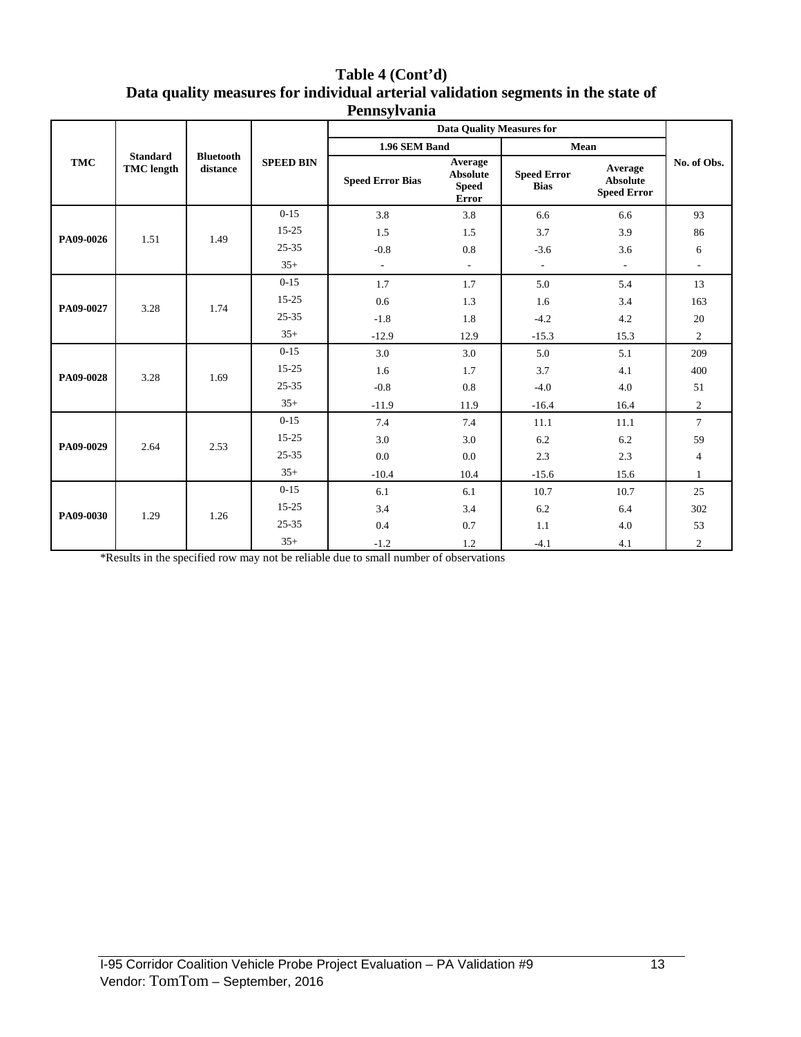**Table 4 (Cont'd)**
**Data quality measures for individual arterial validation segments in the state of Pennsylvania**

| TMC | Standard TMC length | Bluetooth distance | SPEED BIN | Data Quality Measures for 1.96 SEM Band Speed Error Bias | Data Quality Measures for 1.96 SEM Band Average Absolute Speed Error | Data Quality Measures for Mean Speed Error Bias | Data Quality Measures for Mean Average Absolute Speed Error | No. of Obs. |
|---|---|---|---|---|---|---|---|---|
| PA09-0026 | 1.51 | 1.49 | 0-15 | 3.8 | 3.8 | 6.6 | 6.6 | 93 |
| | | | 15-25 | 1.5 | 1.5 | 3.7 | 3.9 | 86 |
| | | | 25-35 | -0.8 | 0.8 | -3.6 | 3.6 | 6 |
| | | | 35+ | - | - | - | - | - |
| PA09-0027 | 3.28 | 1.74 | 0-15 | 1.7 | 1.7 | 5.0 | 5.4 | 13 |
| | | | 15-25 | 0.6 | 1.3 | 1.6 | 3.4 | 163 |
| | | | 25-35 | -1.8 | 1.8 | -4.2 | 4.2 | 20 |
| | | | 35+ | -12.9 | 12.9 | -15.3 | 15.3 | 2 |
| PA09-0028 | 3.28 | 1.69 | 0-15 | 3.0 | 3.0 | 5.0 | 5.1 | 209 |
| | | | 15-25 | 1.6 | 1.7 | 3.7 | 4.1 | 400 |
| | | | 25-35 | -0.8 | 0.8 | -4.0 | 4.0 | 51 |
| | | | 35+ | -11.9 | 11.9 | -16.4 | 16.4 | 2 |
| PA09-0029 | 2.64 | 2.53 | 0-15 | 7.4 | 7.4 | 11.1 | 11.1 | 7 |
| | | | 15-25 | 3.0 | 3.0 | 6.2 | 6.2 | 59 |
| | | | 25-35 | 0.0 | 0.0 | 2.3 | 2.3 | 4 |
| | | | 35+ | -10.4 | 10.4 | -15.6 | 15.6 | 1 |
| PA09-0030 | 1.29 | 1.26 | 0-15 | 6.1 | 6.1 | 10.7 | 10.7 | 25 |
| | | | 15-25 | 3.4 | 3.4 | 6.2 | 6.4 | 302 |
| | | | 25-35 | 0.4 | 0.7 | 1.1 | 4.0 | 53 |
| | | | 35+ | -1.2 | 1.2 | -4.1 | 4.1 | 2 |

*Results in the specified row may not be reliable due to small number of observations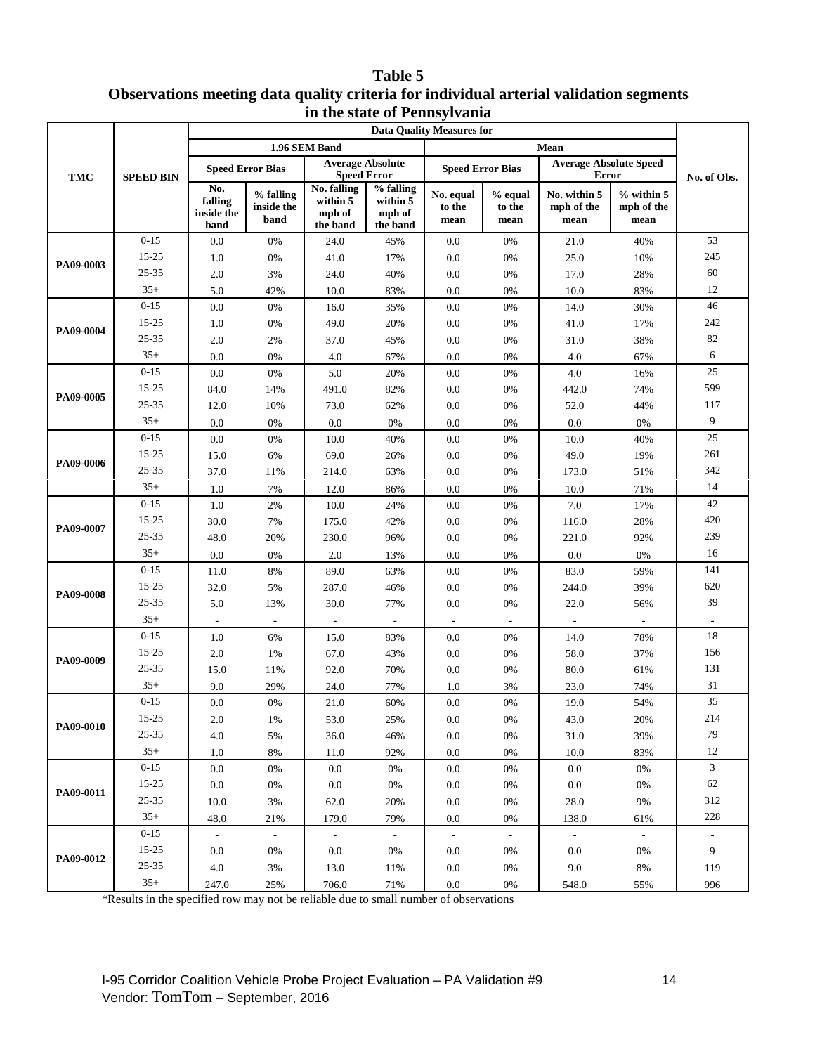**Table 5**
**Observations meeting data quality criteria for individual arterial validation segments in the state of Pennsylvania**

| TMC | SPEED BIN | Data Quality Measures for | | | | | | | | No. of Obs. |
|---|---|---|---|---|---|---|---|---|---|---|
| | | 1.96 SEM Band | | | | Mean | | | | |
| | | Speed Error Bias | | Average Absolute Speed Error | | Speed Error Bias | | Average Absolute Speed Error | | |
| | | No. falling inside the band | % falling inside the band | No. falling within 5 mph of the band | % falling within 5 mph of the band | No. equal to the mean | % equal to the mean | No. within 5 mph of the mean | % within 5 mph of the mean | |
| PA09-0003 | 0-15 | 0.0 | 0% | 24.0 | 45% | 0.0 | 0% | 21.0 | 40% | 53 |
| | 15-25 | 1.0 | 0% | 41.0 | 17% | 0.0 | 0% | 25.0 | 10% | 245 |
| | 25-35 | 2.0 | 3% | 24.0 | 40% | 0.0 | 0% | 17.0 | 28% | 60 |
| | 35+ | 5.0 | 42% | 10.0 | 83% | 0.0 | 0% | 10.0 | 83% | 12 |
| PA09-0004 | 0-15 | 0.0 | 0% | 16.0 | 35% | 0.0 | 0% | 14.0 | 30% | 46 |
| | 15-25 | 1.0 | 0% | 49.0 | 20% | 0.0 | 0% | 41.0 | 17% | 242 |
| | 25-35 | 2.0 | 2% | 37.0 | 45% | 0.0 | 0% | 31.0 | 38% | 82 |
| | 35+ | 0.0 | 0% | 4.0 | 67% | 0.0 | 0% | 4.0 | 67% | 6 |
| PA09-0005 | 0-15 | 0.0 | 0% | 5.0 | 20% | 0.0 | 0% | 4.0 | 16% | 25 |
| | 15-25 | 84.0 | 14% | 491.0 | 82% | 0.0 | 0% | 442.0 | 74% | 599 |
| | 25-35 | 12.0 | 10% | 73.0 | 62% | 0.0 | 0% | 52.0 | 44% | 117 |
| | 35+ | 0.0 | 0% | 0.0 | 0% | 0.0 | 0% | 0.0 | 0% | 9 |
| PA09-0006 | 0-15 | 0.0 | 0% | 10.0 | 40% | 0.0 | 0% | 10.0 | 40% | 25 |
| | 15-25 | 15.0 | 6% | 69.0 | 26% | 0.0 | 0% | 49.0 | 19% | 261 |
| | 25-35 | 37.0 | 11% | 214.0 | 63% | 0.0 | 0% | 173.0 | 51% | 342 |
| | 35+ | 1.0 | 7% | 12.0 | 86% | 0.0 | 0% | 10.0 | 71% | 14 |
| PA09-0007 | 0-15 | 1.0 | 2% | 10.0 | 24% | 0.0 | 0% | 7.0 | 17% | 42 |
| | 15-25 | 30.0 | 7% | 175.0 | 42% | 0.0 | 0% | 116.0 | 28% | 420 |
| | 25-35 | 48.0 | 20% | 230.0 | 96% | 0.0 | 0% | 221.0 | 92% | 239 |
| | 35+ | 0.0 | 0% | 2.0 | 13% | 0.0 | 0% | 0.0 | 0% | 16 |
| PA09-0008 | 0-15 | 11.0 | 8% | 89.0 | 63% | 0.0 | 0% | 83.0 | 59% | 141 |
| | 15-25 | 32.0 | 5% | 287.0 | 46% | 0.0 | 0% | 244.0 | 39% | 620 |
| | 25-35 | 5.0 | 13% | 30.0 | 77% | 0.0 | 0% | 22.0 | 56% | 39 |
| | 35+ | - | - | - | - | - | - | - | - | - |
| PA09-0009 | 0-15 | 1.0 | 6% | 15.0 | 83% | 0.0 | 0% | 14.0 | 78% | 18 |
| | 15-25 | 2.0 | 1% | 67.0 | 43% | 0.0 | 0% | 58.0 | 37% | 156 |
| | 25-35 | 15.0 | 11% | 92.0 | 70% | 0.0 | 0% | 80.0 | 61% | 131 |
| | 35+ | 9.0 | 29% | 24.0 | 77% | 1.0 | 3% | 23.0 | 74% | 31 |
| PA09-0010 | 0-15 | 0.0 | 0% | 21.0 | 60% | 0.0 | 0% | 19.0 | 54% | 35 |
| | 15-25 | 2.0 | 1% | 53.0 | 25% | 0.0 | 0% | 43.0 | 20% | 214 |
| | 25-35 | 4.0 | 5% | 36.0 | 46% | 0.0 | 0% | 31.0 | 39% | 79 |
| | 35+ | 1.0 | 8% | 11.0 | 92% | 0.0 | 0% | 10.0 | 83% | 12 |
| PA09-0011 | 0-15 | 0.0 | 0% | 0.0 | 0% | 0.0 | 0% | 0.0 | 0% | 3 |
| | 15-25 | 0.0 | 0% | 0.0 | 0% | 0.0 | 0% | 0.0 | 0% | 62 |
| | 25-35 | 10.0 | 3% | 62.0 | 20% | 0.0 | 0% | 28.0 | 9% | 312 |
| | 35+ | 48.0 | 21% | 179.0 | 79% | 0.0 | 0% | 138.0 | 61% | 228 |
| PA09-0012 | 0-15 | - | - | - | - | - | - | - | - | - |
| | 15-25 | 0.0 | 0% | 0.0 | 0% | 0.0 | 0% | 0.0 | 0% | 9 |
| | 25-35 | 4.0 | 3% | 13.0 | 11% | 0.0 | 0% | 9.0 | 8% | 119 |
| | 35+ | 247.0 | 25% | 706.0 | 71% | 0.0 | 0% | 548.0 | 55% | 996 |

*Results in the specified row may not be reliable due to small number of observations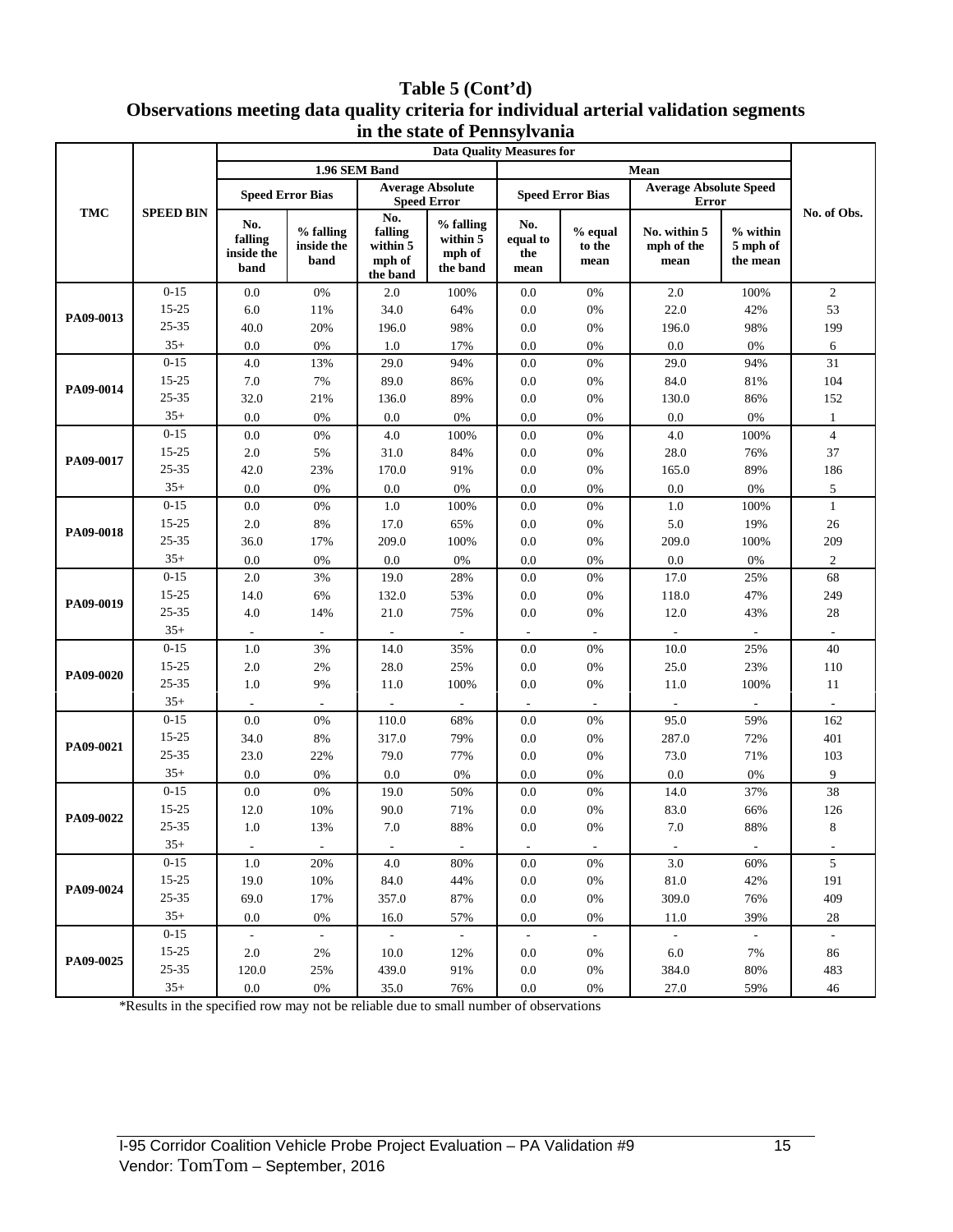**Table 5 (Cont'd)**
**Observations meeting data quality criteria for individual arterial validation segments in the state of Pennsylvania**

| TMC | SPEED BIN | Data Quality Measures for | | | | | | | | No. of Obs. |
|---|---|---|---|---|---|---|---|---|---|---|
| | | 1.96 SEM Band | | | | Mean | | | | |
| | | Speed Error Bias | | Average Absolute Speed Error | | Speed Error Bias | | Average Absolute Speed Error | | |
| | | No. falling inside the band | % falling inside the band | No. falling within 5 mph of the band | % falling within 5 mph of the band | No. equal to the mean | % equal to the mean | No. within 5 mph of the mean | % within 5 mph of the mean | |
| PA09-0013 | 0-15 | 0.0 | 0% | 2.0 | 100% | 0.0 | 0% | 2.0 | 100% | 2 |
| | 15-25 | 6.0 | 11% | 34.0 | 64% | 0.0 | 0% | 22.0 | 42% | 53 |
| | 25-35 | 40.0 | 20% | 196.0 | 98% | 0.0 | 0% | 196.0 | 98% | 199 |
| | 35+ | 0.0 | 0% | 1.0 | 17% | 0.0 | 0% | 0.0 | 0% | 6 |
| PA09-0014 | 0-15 | 4.0 | 13% | 29.0 | 94% | 0.0 | 0% | 29.0 | 94% | 31 |
| | 15-25 | 7.0 | 7% | 89.0 | 86% | 0.0 | 0% | 84.0 | 81% | 104 |
| | 25-35 | 32.0 | 21% | 136.0 | 89% | 0.0 | 0% | 130.0 | 86% | 152 |
| | 35+ | 0.0 | 0% | 0.0 | 0% | 0.0 | 0% | 0.0 | 0% | 1 |
| PA09-0017 | 0-15 | 0.0 | 0% | 4.0 | 100% | 0.0 | 0% | 4.0 | 100% | 4 |
| | 15-25 | 2.0 | 5% | 31.0 | 84% | 0.0 | 0% | 28.0 | 76% | 37 |
| | 25-35 | 42.0 | 23% | 170.0 | 91% | 0.0 | 0% | 165.0 | 89% | 186 |
| | 35+ | 0.0 | 0% | 0.0 | 0% | 0.0 | 0% | 0.0 | 0% | 5 |
| PA09-0018 | 0-15 | 0.0 | 0% | 1.0 | 100% | 0.0 | 0% | 1.0 | 100% | 1 |
| | 15-25 | 2.0 | 8% | 17.0 | 65% | 0.0 | 0% | 5.0 | 19% | 26 |
| | 25-35 | 36.0 | 17% | 209.0 | 100% | 0.0 | 0% | 209.0 | 100% | 209 |
| | 35+ | 0.0 | 0% | 0.0 | 0% | 0.0 | 0% | 0.0 | 0% | 2 |
| PA09-0019 | 0-15 | 2.0 | 3% | 19.0 | 28% | 0.0 | 0% | 17.0 | 25% | 68 |
| | 15-25 | 14.0 | 6% | 132.0 | 53% | 0.0 | 0% | 118.0 | 47% | 249 |
| | 25-35 | 4.0 | 14% | 21.0 | 75% | 0.0 | 0% | 12.0 | 43% | 28 |
| | 35+ | - | - | - | - | - | - | - | - | - |
| PA09-0020 | 0-15 | 1.0 | 3% | 14.0 | 35% | 0.0 | 0% | 10.0 | 25% | 40 |
| | 15-25 | 2.0 | 2% | 28.0 | 25% | 0.0 | 0% | 25.0 | 23% | 110 |
| | 25-35 | 1.0 | 9% | 11.0 | 100% | 0.0 | 0% | 11.0 | 100% | 11 |
| | 35+ | - | - | - | - | - | - | - | - | - |
| PA09-0021 | 0-15 | 0.0 | 0% | 110.0 | 68% | 0.0 | 0% | 95.0 | 59% | 162 |
| | 15-25 | 34.0 | 8% | 317.0 | 79% | 0.0 | 0% | 287.0 | 72% | 401 |
| | 25-35 | 23.0 | 22% | 79.0 | 77% | 0.0 | 0% | 73.0 | 71% | 103 |
| | 35+ | 0.0 | 0% | 0.0 | 0% | 0.0 | 0% | 0.0 | 0% | 9 |
| PA09-0022 | 0-15 | 0.0 | 0% | 19.0 | 50% | 0.0 | 0% | 14.0 | 37% | 38 |
| | 15-25 | 12.0 | 10% | 90.0 | 71% | 0.0 | 0% | 83.0 | 66% | 126 |
| | 25-35 | 1.0 | 13% | 7.0 | 88% | 0.0 | 0% | 7.0 | 88% | 8 |
| | 35+ | - | - | - | - | - | - | - | - | - |
| PA09-0024 | 0-15 | 1.0 | 20% | 4.0 | 80% | 0.0 | 0% | 3.0 | 60% | 5 |
| | 15-25 | 19.0 | 10% | 84.0 | 44% | 0.0 | 0% | 81.0 | 42% | 191 |
| | 25-35 | 69.0 | 17% | 357.0 | 87% | 0.0 | 0% | 309.0 | 76% | 409 |
| | 35+ | 0.0 | 0% | 16.0 | 57% | 0.0 | 0% | 11.0 | 39% | 28 |
| PA09-0025 | 0-15 | - | - | - | - | - | - | - | - | - |
| | 15-25 | 2.0 | 2% | 10.0 | 12% | 0.0 | 0% | 6.0 | 7% | 86 |
| | 25-35 | 120.0 | 25% | 439.0 | 91% | 0.0 | 0% | 384.0 | 80% | 483 |
| | 35+ | 0.0 | 0% | 35.0 | 76% | 0.0 | 0% | 27.0 | 59% | 46 |

*Results in the specified row may not be reliable due to small number of observations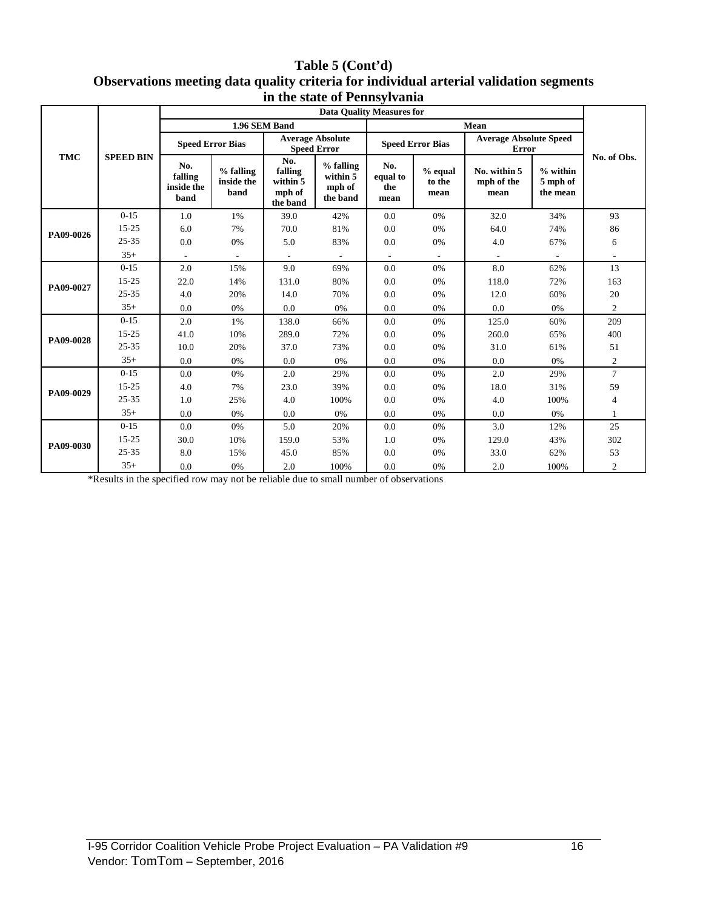# Table 5 (Cont'd)
## Observations meeting data quality criteria for individual arterial validation segments in the state of Pennsylvania

| TMC | SPEED BIN | Data Quality Measures for | | | | | | | | No. of Obs. |
|---|---|---|---|---|---|---|---|---|---|---|
| | | 1.96 SEM Band | | | | Mean | | | | |
| | | Speed Error Bias | | Average Absolute Speed Error | | Speed Error Bias | | Average Absolute Speed Error | | |
| | | No. falling inside the band | % falling inside the band | No. falling within 5 mph of the band | % falling within 5 mph of the band | No. equal to the mean | % equal to the mean | No. within 5 mph of the mean | % within 5 mph of the mean | |
| PA09-0026 | 0-15 | 1.0 | 1% | 39.0 | 42% | 0.0 | 0% | 32.0 | 34% | 93 |
| | 15-25 | 6.0 | 7% | 70.0 | 81% | 0.0 | 0% | 64.0 | 74% | 86 |
| | 25-35 | 0.0 | 0% | 5.0 | 83% | 0.0 | 0% | 4.0 | 67% | 6 |
| | 35+ | - | - | - | - | - | - | - | - | - |
| PA09-0027 | 0-15 | 2.0 | 15% | 9.0 | 69% | 0.0 | 0% | 8.0 | 62% | 13 |
| | 15-25 | 22.0 | 14% | 131.0 | 80% | 0.0 | 0% | 118.0 | 72% | 163 |
| | 25-35 | 4.0 | 20% | 14.0 | 70% | 0.0 | 0% | 12.0 | 60% | 20 |
| | 35+ | 0.0 | 0% | 0.0 | 0% | 0.0 | 0% | 0.0 | 0% | 2 |
| PA09-0028 | 0-15 | 2.0 | 1% | 138.0 | 66% | 0.0 | 0% | 125.0 | 60% | 209 |
| | 15-25 | 41.0 | 10% | 289.0 | 72% | 0.0 | 0% | 260.0 | 65% | 400 |
| | 25-35 | 10.0 | 20% | 37.0 | 73% | 0.0 | 0% | 31.0 | 61% | 51 |
| | 35+ | 0.0 | 0% | 0.0 | 0% | 0.0 | 0% | 0.0 | 0% | 2 |
| PA09-0029 | 0-15 | 0.0 | 0% | 2.0 | 29% | 0.0 | 0% | 2.0 | 29% | 7 |
| | 15-25 | 4.0 | 7% | 23.0 | 39% | 0.0 | 0% | 18.0 | 31% | 59 |
| | 25-35 | 1.0 | 25% | 4.0 | 100% | 0.0 | 0% | 4.0 | 100% | 4 |
| | 35+ | 0.0 | 0% | 0.0 | 0% | 0.0 | 0% | 0.0 | 0% | 1 |
| PA09-0030 | 0-15 | 0.0 | 0% | 5.0 | 20% | 0.0 | 0% | 3.0 | 12% | 25 |
| | 15-25 | 30.0 | 10% | 159.0 | 53% | 1.0 | 0% | 129.0 | 43% | 302 |
| | 25-35 | 8.0 | 15% | 45.0 | 85% | 0.0 | 0% | 33.0 | 62% | 53 |
| | 35+ | 0.0 | 0% | 2.0 | 100% | 0.0 | 0% | 2.0 | 100% | 2 |

*Results in the specified row may not be reliable due to small number of observations